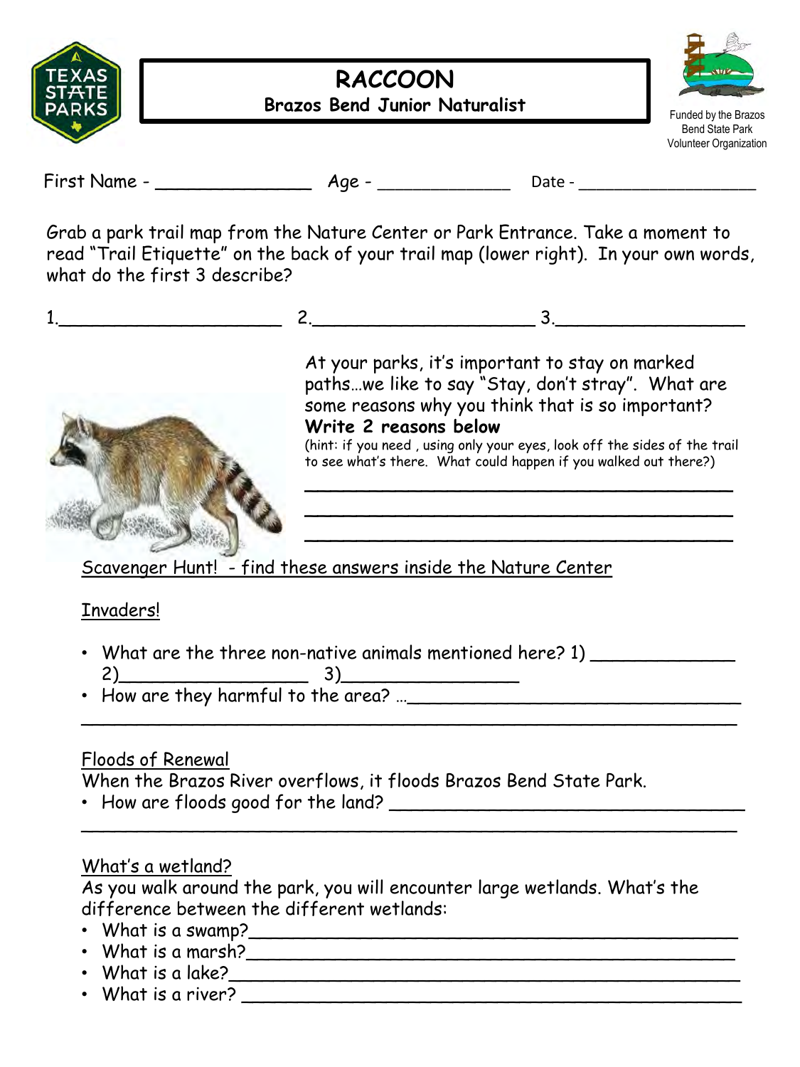# RACCOON

**Brazos Bend Junior Naturalist**

Funded by the Brazos Bend State Park Volunteer Organization

First Name - _______________ Age - _____________ Date - __________________

Grab a park trail map from the Nature Center or Park Entrance. Take a moment to read "Trail Etiquette" on the back of your trail map (lower right). In your own words, what do the first 3 describe?

1._____________________ 2._____________________ 3.__________________

At your parks, it's important to stay on marked paths…we like to say "Stay, don't stray". What are some reasons why you think that is so important? **Write 2 reasons below**

(hint: if you need , using only your eyes, look off the sides of the trail to see what's there. What could happen if you walked out there?)

________________________________________

________________________________________

________________________________________

Scavenger Hunt! - find these answers inside the Nature Center

Invaders!

- What are the three non-native animals mentioned here? 1) _____________ 2)_________________ 3)________________
- How are they harmful to the area? …______________________________

_____________________________________________________________

Floods of Renewal

When the Brazos River overflows, it floods Brazos Bend State Park.

- How are floods good for the land? _______________________________

_____________________________________________________________

What's a wetland?

As you walk around the park, you will encounter large wetlands. What's the difference between the different wetlands:

- What is a swamp?_____________________________________________
- What is a marsh?_____________________________________________
- What is a lake?______________________________________________
- What is a river? ______________________________________________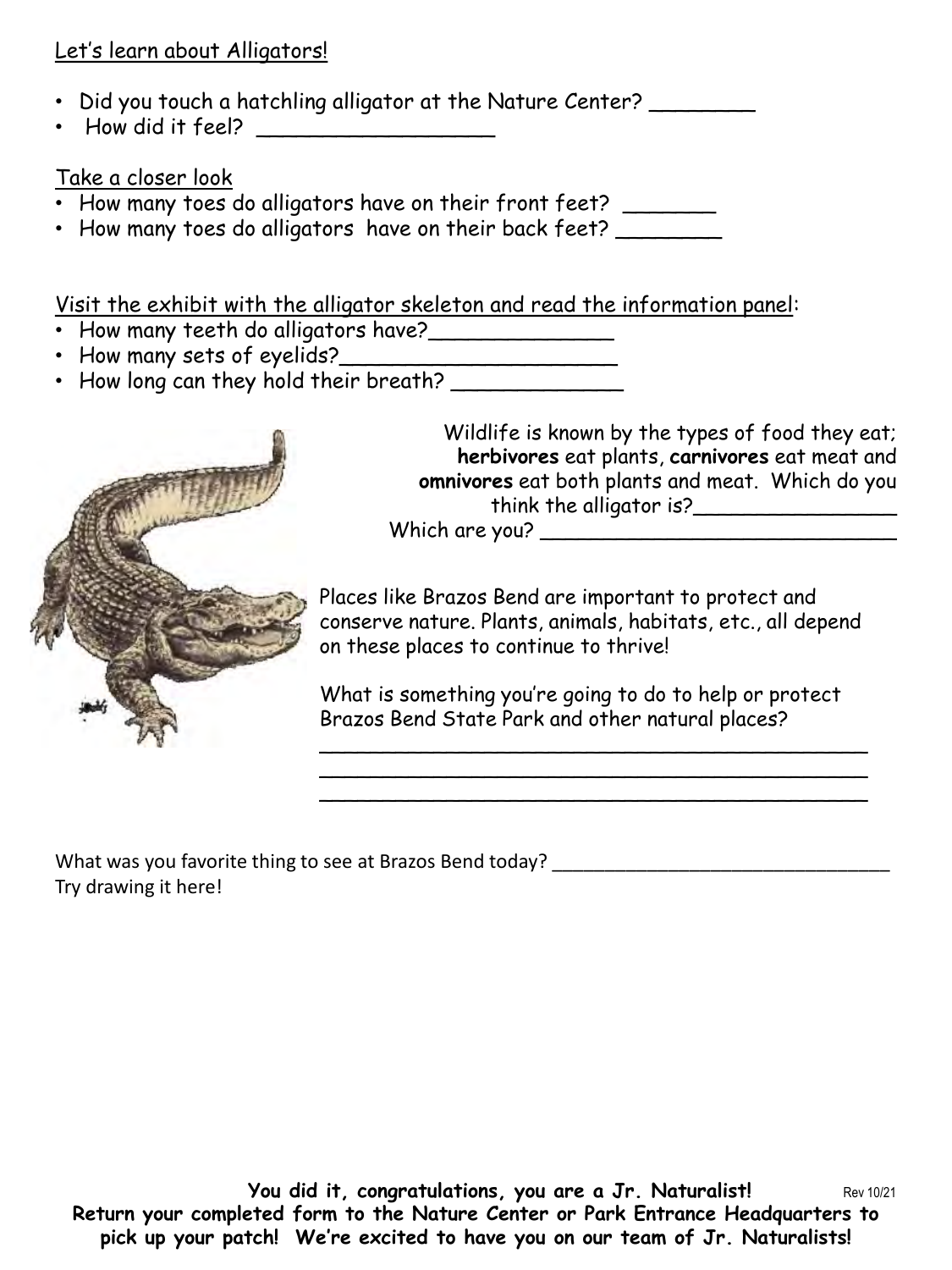Let's learn about Alligators!

- Did you touch a hatchling alligator at the Nature Center? ________
- How did it feel? __________________

Take a closer look

- How many toes do alligators have on their front feet? _______
- How many toes do alligators have on their back feet? ________

Visit the exhibit with the alligator skeleton and read the information panel:

- How many teeth do alligators have?______________
- How many sets of eyelids?____________________
- How long can they hold their breath? _____________

Wildlife is known by the types of food they eat; **herbivores** eat plants, **carnivores** eat meat and **omnivores** eat both plants and meat. Which do you think the alligator is?________________
Which are you? _____________________________

Places like Brazos Bend are important to protect and conserve nature. Plants, animals, habitats, etc., all depend on these places to continue to thrive!

What is something you're going to do to help or protect Brazos Bend State Park and other natural places?

_____________________________________________
_____________________________________________
_____________________________________________

What was you favorite thing to see at Brazos Bend today? ______________________________
Try drawing it here!

**You did it, congratulations, you are a Jr. Naturalist!** Rev 10/21
**Return your completed form to the Nature Center or Park Entrance Headquarters to pick up your patch! We're excited to have you on our team of Jr. Naturalists!**